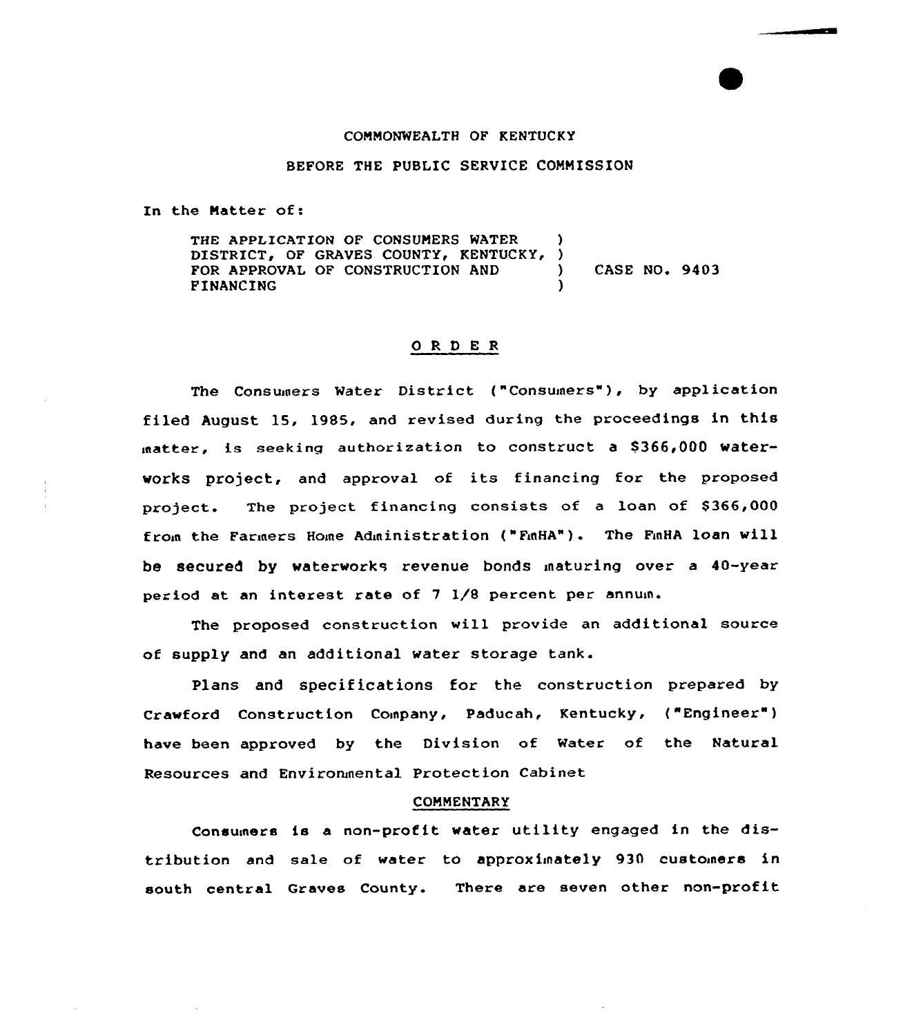COMMONWEALTH OF KENTUCKY

BEFORE THE PUBLIC SERVICE COMMISSION

In the Matter of:

THE APPLICATION OF CONSUMERS WATER DISTRICT, OF GRAVES COUNTY, KENTUCKY, FOR APPROVAL OF CONSTRUCTION AND FINANCING ) CASE NO. 9403

## O R D E R

The Consumers Water District ("Consumers"), by application filed August 15, 1985, and revised during the proceedings in this matter, is seeking authorization to construct a $366,000 waterworks project, and approval of its financing for the proposed project. The project financing consists of a loan of $366,000 from the Farmers Home Administration ("FmHA"). The FmHA loan will be secured by waterworks revenue bonds maturing over a 40-year period at an interest rate of 7 1/8 percent per annum.

The proposed construction will provide an additional source of supply and an additional water storage tank.

Plans and specifications for the construction prepared by Crawford Construction Company, Paducah, Kentucky, ("Engineer") have been approved by the Division of Water of the Natural Resources and Environmental Protection Cabinet

### COMMENTARY

Consumers is a non-profit water utility engaged in the distribution and sale of water to approximately 930 customers in south central Graves County. There are seven other non-profit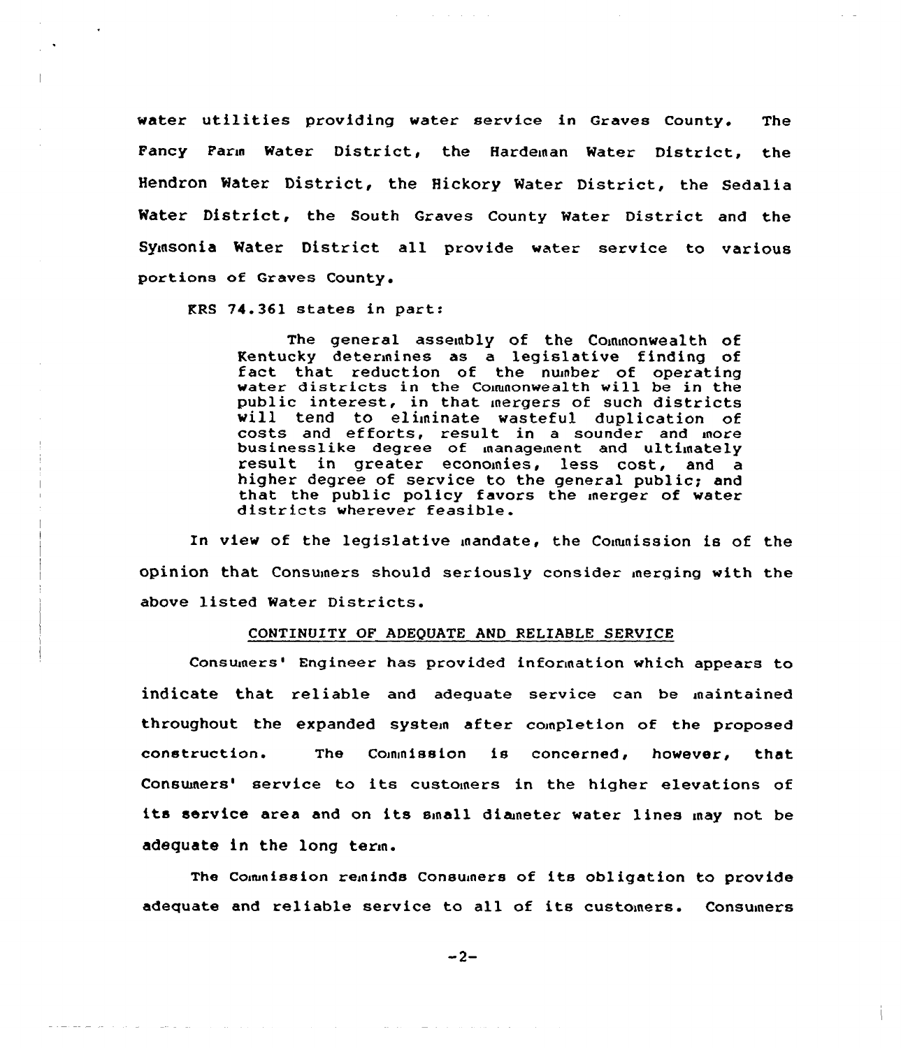water utilities providing water service in Graves County. The Fancy Farm Water District, the Hardeman Water District, the Hendron Water District, the Hickory Water District, the Sedalia Water District, the South Graves County Water District and the Symsonia Water District all provide water service to various portions of Graves County.

KRS 74.361 states in part:

> The general assembly of the Commonwealth of Kentucky determines as a legislative finding of fact that reduction of the number of operating water districts in the Commonwealth will be in the public interest, in that mergers of such districts will tend to eliminate wasteful duplication of costs and efforts, result in a sounder and more businesslike degree of management and ultimately result in greater economies, less cost, and a higher degree of service to the general public; and that the public policy favors the merger of water districts wherever feasible.

In view of the legislative mandate, the Commission is of the opinion that Consumers should seriously consider merging with the above listed Water Districts.

## CONTINUITY OF ADEQUATE AND RELIABLE SERVICE

Consumers' Engineer has provided information which appears to indicate that reliable and adequate service can be maintained throughout the expanded system after completion of the proposed construction. The Commission is concerned, however, that Consumers' service to its customers in the higher elevations of its service area and on its small diameter water lines may not be adequate in the long term.

The Commission reminds Consumers of its obligation to provide adequate and reliable service to all of its customers. Consumers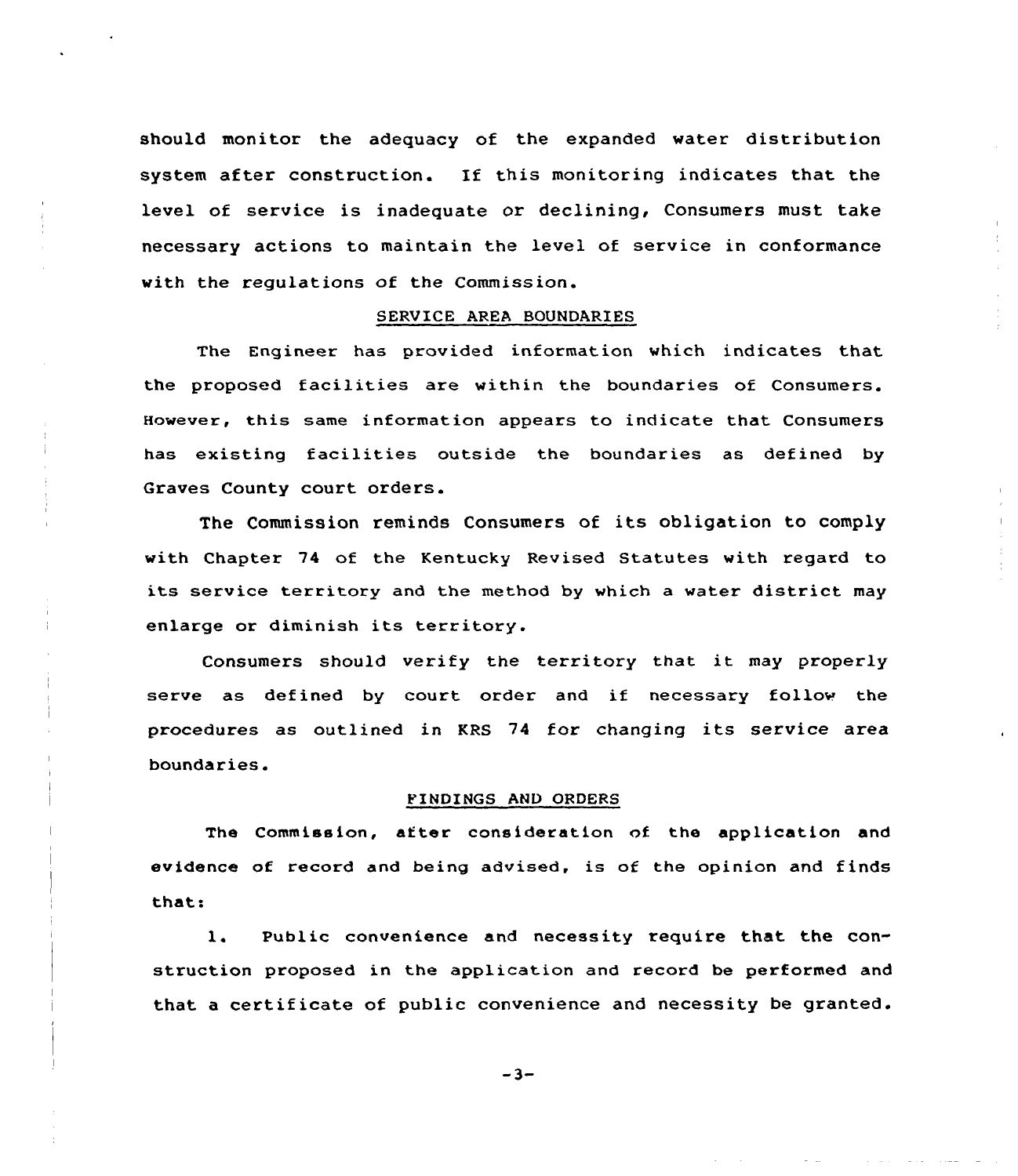should monitor the adequacy of the expanded water distribution system after construction. If this monitoring indicates that the level of service is inadequate or declining, Consumers must take necessary actions to maintain the level of service in conformance with the regulations of the Commission.

## SERVICE AREA BOUNDARIES

The Engineer has provided information which indicates that the proposed facilities are within the boundaries of Consumers. However, this same information appears to indicate that Consumers has existing facilities outside the boundaries as defined by Graves County court orders.

The Commission reminds Consumers of its obligation to comply with Chapter 74 of the Kentucky Revised Statutes with regard to its service territory and the method by which a water district may enlarge or diminish its territory.

Consumers should verify the territory that it may properly serve as defined by court order and if necessary follow the procedures as outlined in KRS 74 for changing its service area boundaries.

## FINDINGS AND ORDERS

The Commission, after consideration of the application and evidence of record and being advised, is of the opinion and finds that:

1. Public convenience and necessity require that the construction proposed in the application and record be performed and that a certificate of public convenience and necessity be granted.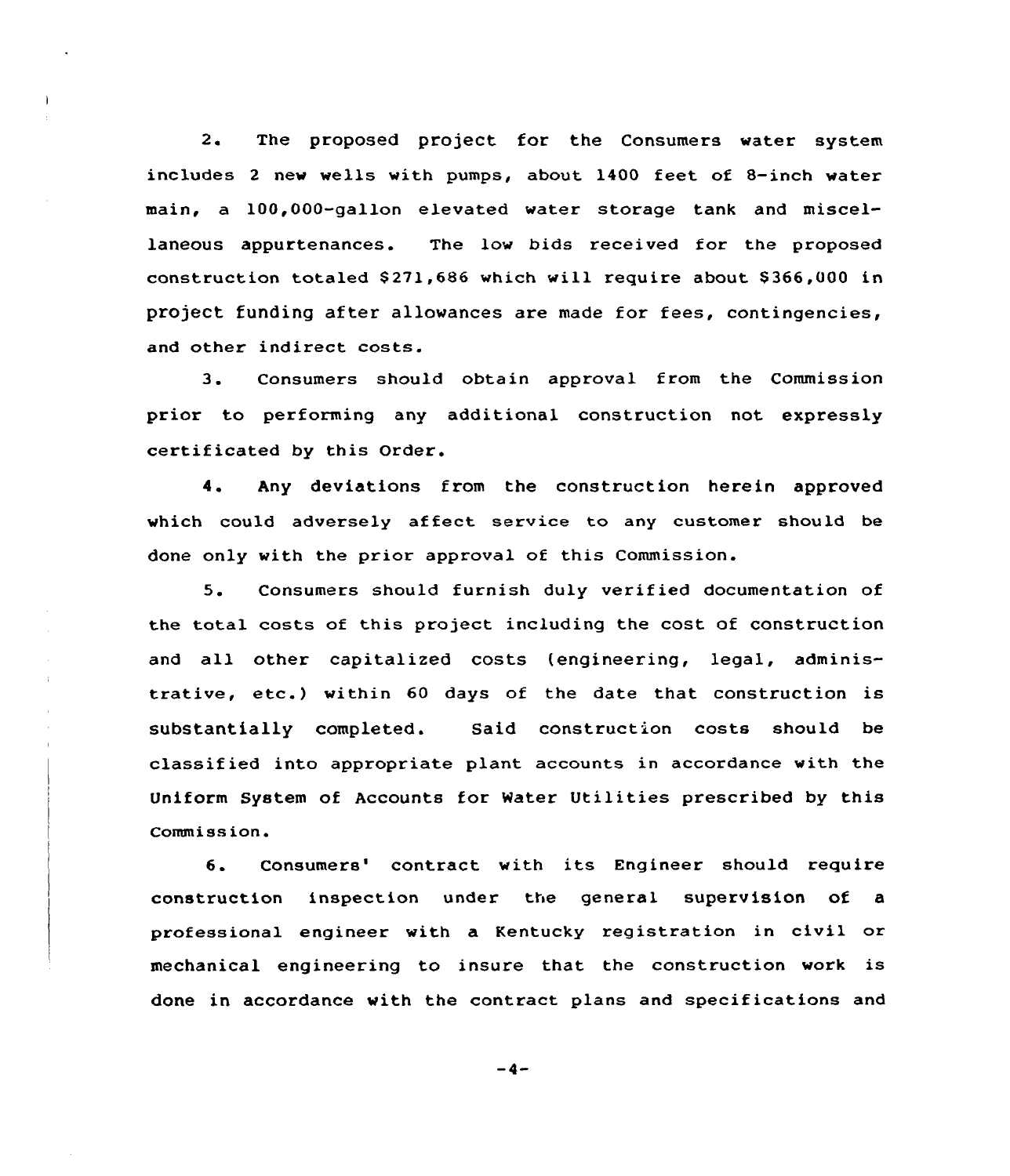2. The proposed project for the Consumers water system includes 2 new wells with pumps, about 1400 feet of 8-inch water main, a 100,000-gallon elevated water storage tank and miscellaneous appurtenances. The low bids received for the proposed construction totaled $271,686 which will require about $366,000 in project funding after allowances are made for fees, contingencies, and other indirect costs.

3. Consumers should obtain approval from the Commission prior to performing any additional construction not expressly certificated by this Order.

4. Any deviations from the construction herein approved which could adversely affect service to any customer should be done only with the prior approval of this Commission.

5. Consumers should furnish duly verified documentation of the total costs of this project including the cost of construction and all other capitalized costs (engineering, legal, administrative, etc.) within 60 days of the date that construction is substantially completed. Said construction costs should be classified into appropriate plant accounts in accordance with the Uniform System of Accounts for Water Utilities prescribed by this Commission.

6. Consumers' contract with its Engineer should require construction inspection under the general supervision of a professional engineer with a Kentucky registration in civil or mechanical engineering to insure that the construction work is done in accordance with the contract plans and specifications and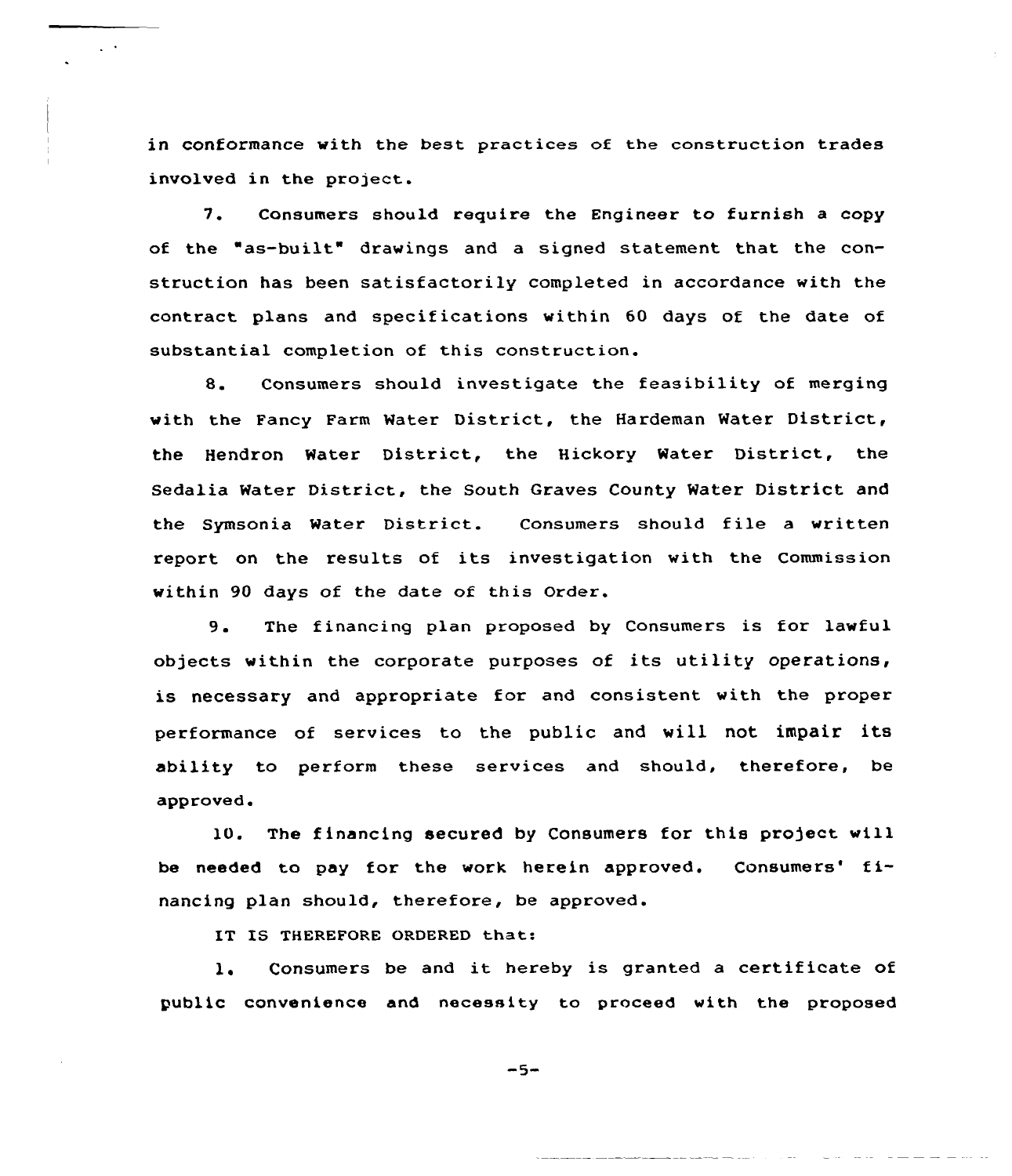in conformance with the best practices of the construction trades involved in the project.

7. Consumers should require the Engineer to furnish a copy of the "as-built" drawings and a signed statement that the construction has been satisfactorily completed in accordance with the contract plans and specifications within 60 days of the date of substantial completion of this construction.

8. Consumers should investigate the feasibility of merging with the Fancy Farm Water District, the Hardeman Water District, the Hendron Water District, the Hickory Water District, the Sedalia Water District, the South Graves County Water District and the Symsonia Water District. Consumers should file a written report on the results of its investigation with the Commission within 90 days of the date of this Order.

9. The financing plan proposed by Consumers is for lawful objects within the corporate purposes of its utility operations, is necessary and appropriate for and consistent with the proper performance of services to the public and will not impair its ability to perform these services and should, therefore, be approved.

10. The financing secured by Consumers for this project will be needed to pay for the work herein approved. Consumers' financing plan should, therefore, be approved.

IT IS THEREFORE ORDERED that:

1. Consumers be and it hereby is granted a certificate of public convenience and necessity to proceed with the proposed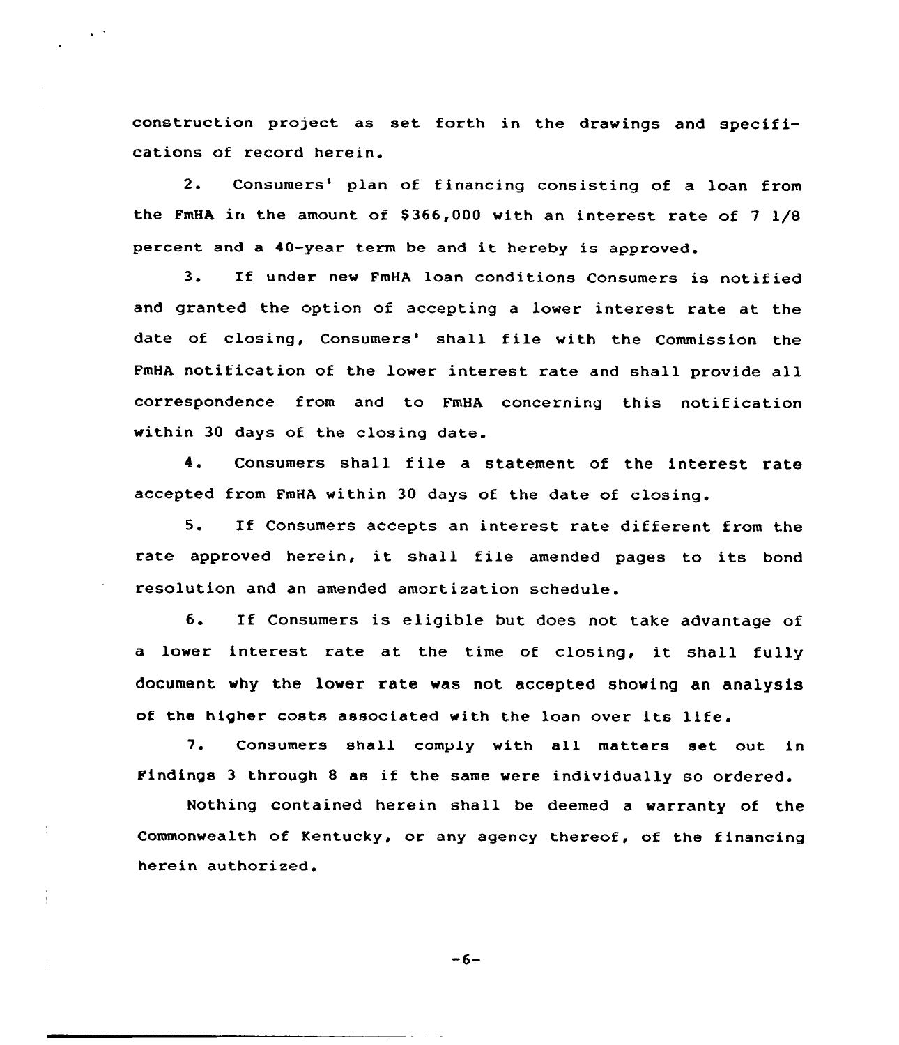construction project as set forth in the drawings and specifications of record herein.

2. Consumers' plan of financing consisting of a loan from the FmHA in the amount of $366,000 with an interest rate of 7 1/8 percent and a 40-year term be and it hereby is approved.

3. If under new FmHA loan conditions Consumers is notified and granted the option of accepting a lower interest rate at the date of closing, Consumers' shall file with the Commission the FmHA notification of the lower interest rate and shall provide all correspondence from and to FmHA concerning this notification within 30 days of the closing date.

4. Consumers shall file a statement of the interest rate accepted from FmHA within 30 days of the date of closing.

5. If Consumers accepts an interest rate different from the rate approved herein, it shall file amended pages to its bond resolution and an amended amortization schedule.

6. If Consumers is eligible but does not take advantage of a lower interest rate at the time of closing, it shall fully document why the lower rate was not accepted showing an analysis of the higher costs associated with the loan over its life.

7. Consumers shall comply with all matters set out in Findings 3 through 8 as if the same were individually so ordered.

Nothing contained herein shall be deemed a warranty of the Commonwealth of Kentucky, or any agency thereof, of the financing herein authorized.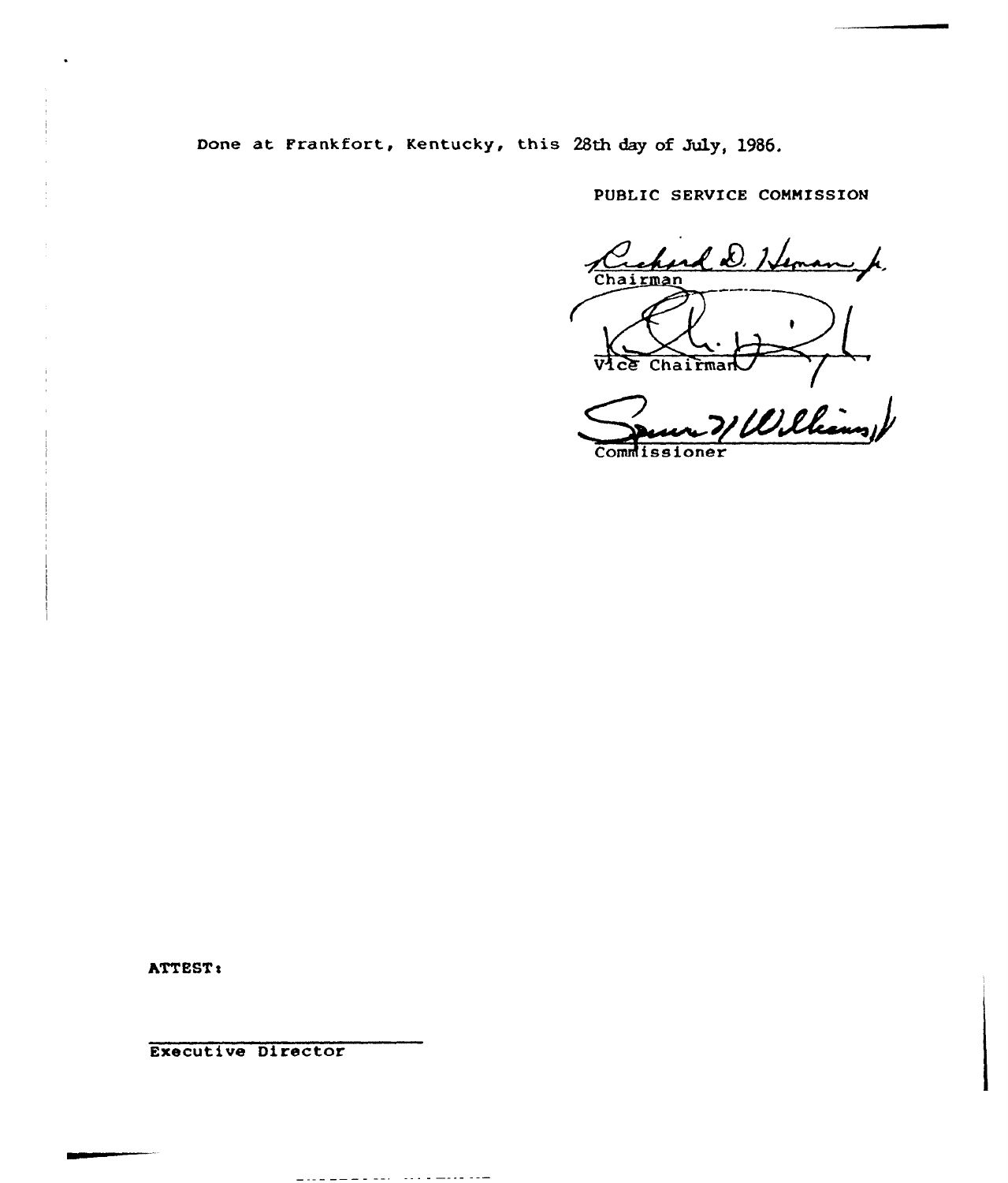Done at Frankfort, Kentucky, this 28th day of July, 1986.

PUBLIC SERVICE COMMISSION

Richard D. Heman Jr.
Chairman

Vice Chairman

Commissioner

ATTEST:

Executive Director